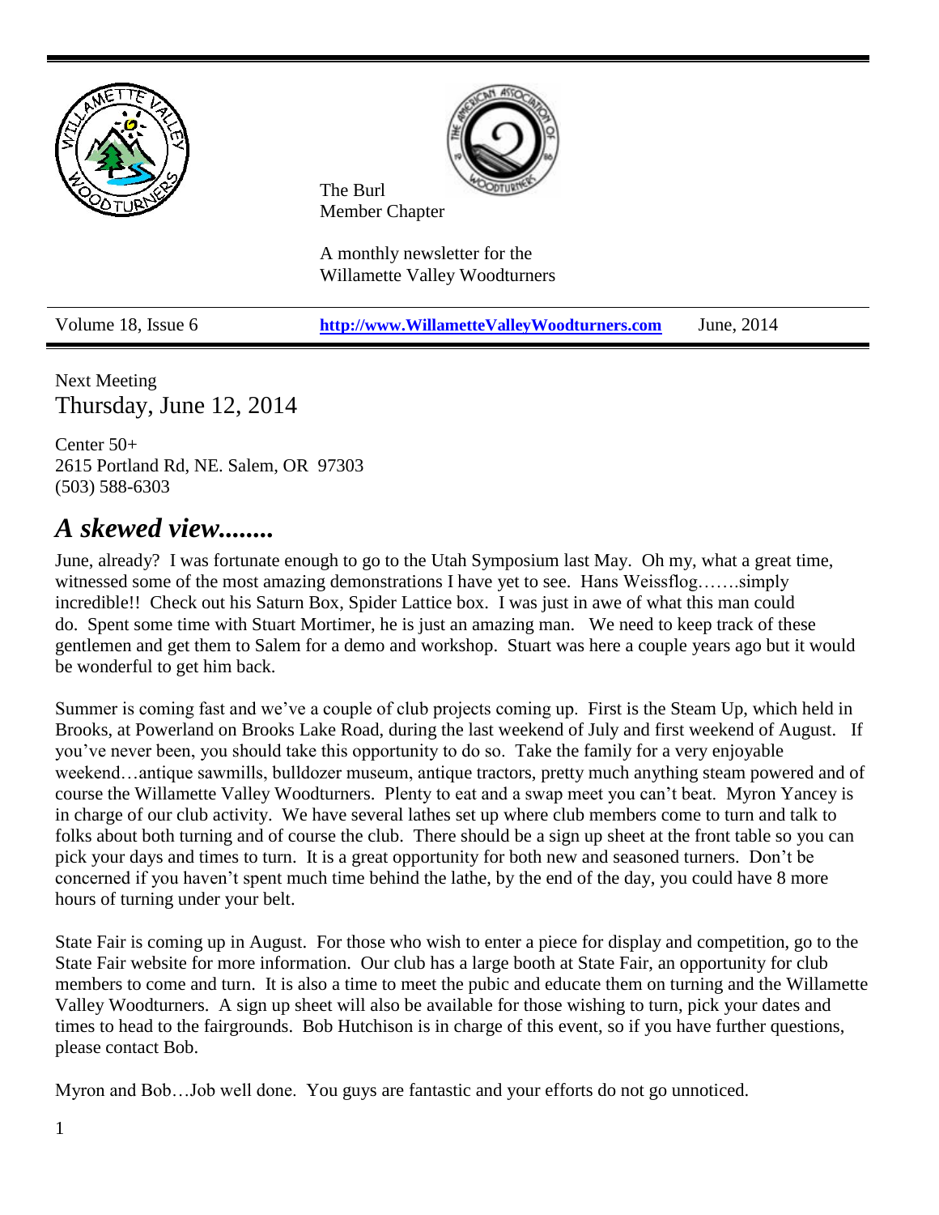The Burl
Member Chapter

A monthly newsletter for the
Willamette Valley Woodturners

Volume 18, Issue 6 | http://www.WillametteValleyWoodturners.com | June, 2014

Next Meeting
## Thursday, June 12, 2014

Center 50+
2615 Portland Rd, NE. Salem, OR 97303
(503) 588-6303

# *A skewed view........*

June, already? I was fortunate enough to go to the Utah Symposium last May. Oh my, what a great time, witnessed some of the most amazing demonstrations I have yet to see. Hans Weissflog…….simply incredible!! Check out his Saturn Box, Spider Lattice box. I was just in awe of what this man could do. Spent some time with Stuart Mortimer, he is just an amazing man. We need to keep track of these gentlemen and get them to Salem for a demo and workshop. Stuart was here a couple years ago but it would be wonderful to get him back.

Summer is coming fast and we've a couple of club projects coming up. First is the Steam Up, which held in Brooks, at Powerland on Brooks Lake Road, during the last weekend of July and first weekend of August. If you've never been, you should take this opportunity to do so. Take the family for a very enjoyable weekend…antique sawmills, bulldozer museum, antique tractors, pretty much anything steam powered and of course the Willamette Valley Woodturners. Plenty to eat and a swap meet you can't beat. Myron Yancey is in charge of our club activity. We have several lathes set up where club members come to turn and talk to folks about both turning and of course the club. There should be a sign up sheet at the front table so you can pick your days and times to turn. It is a great opportunity for both new and seasoned turners. Don't be concerned if you haven't spent much time behind the lathe, by the end of the day, you could have 8 more hours of turning under your belt.

State Fair is coming up in August. For those who wish to enter a piece for display and competition, go to the State Fair website for more information. Our club has a large booth at State Fair, an opportunity for club members to come and turn. It is also a time to meet the pubic and educate them on turning and the Willamette Valley Woodturners. A sign up sheet will also be available for those wishing to turn, pick your dates and times to head to the fairgrounds. Bob Hutchison is in charge of this event, so if you have further questions, please contact Bob.

Myron and Bob…Job well done. You guys are fantastic and your efforts do not go unnoticed.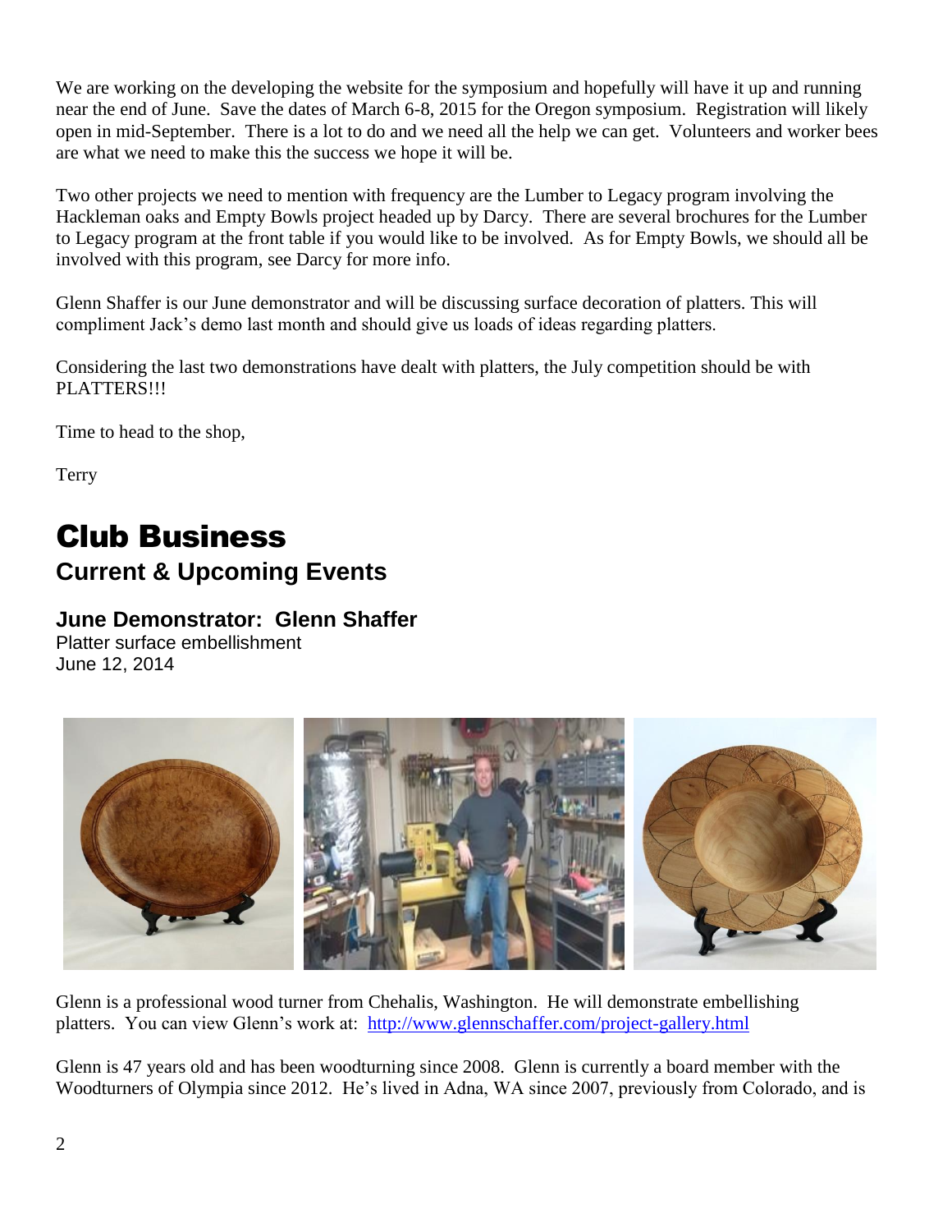We are working on the developing the website for the symposium and hopefully will have it up and running near the end of June. Save the dates of March 6-8, 2015 for the Oregon symposium. Registration will likely open in mid-September. There is a lot to do and we need all the help we can get. Volunteers and worker bees are what we need to make this the success we hope it will be.

Two other projects we need to mention with frequency are the Lumber to Legacy program involving the Hackleman oaks and Empty Bowls project headed up by Darcy. There are several brochures for the Lumber to Legacy program at the front table if you would like to be involved. As for Empty Bowls, we should all be involved with this program, see Darcy for more info.

Glenn Shaffer is our June demonstrator and will be discussing surface decoration of platters. This will compliment Jack's demo last month and should give us loads of ideas regarding platters.

Considering the last two demonstrations have dealt with platters, the July competition should be with PLATTERS!!!

Time to head to the shop,

Terry

# Club Business

## Current & Upcoming Events

### June Demonstrator: Glenn Shaffer

Platter surface embellishment
June 12, 2014

Glenn is a professional wood turner from Chehalis, Washington. He will demonstrate embellishing platters. You can view Glenn's work at: http://www.glennschaffer.com/project-gallery.html

Glenn is 47 years old and has been woodturning since 2008. Glenn is currently a board member with the Woodturners of Olympia since 2012. He's lived in Adna, WA since 2007, previously from Colorado, and is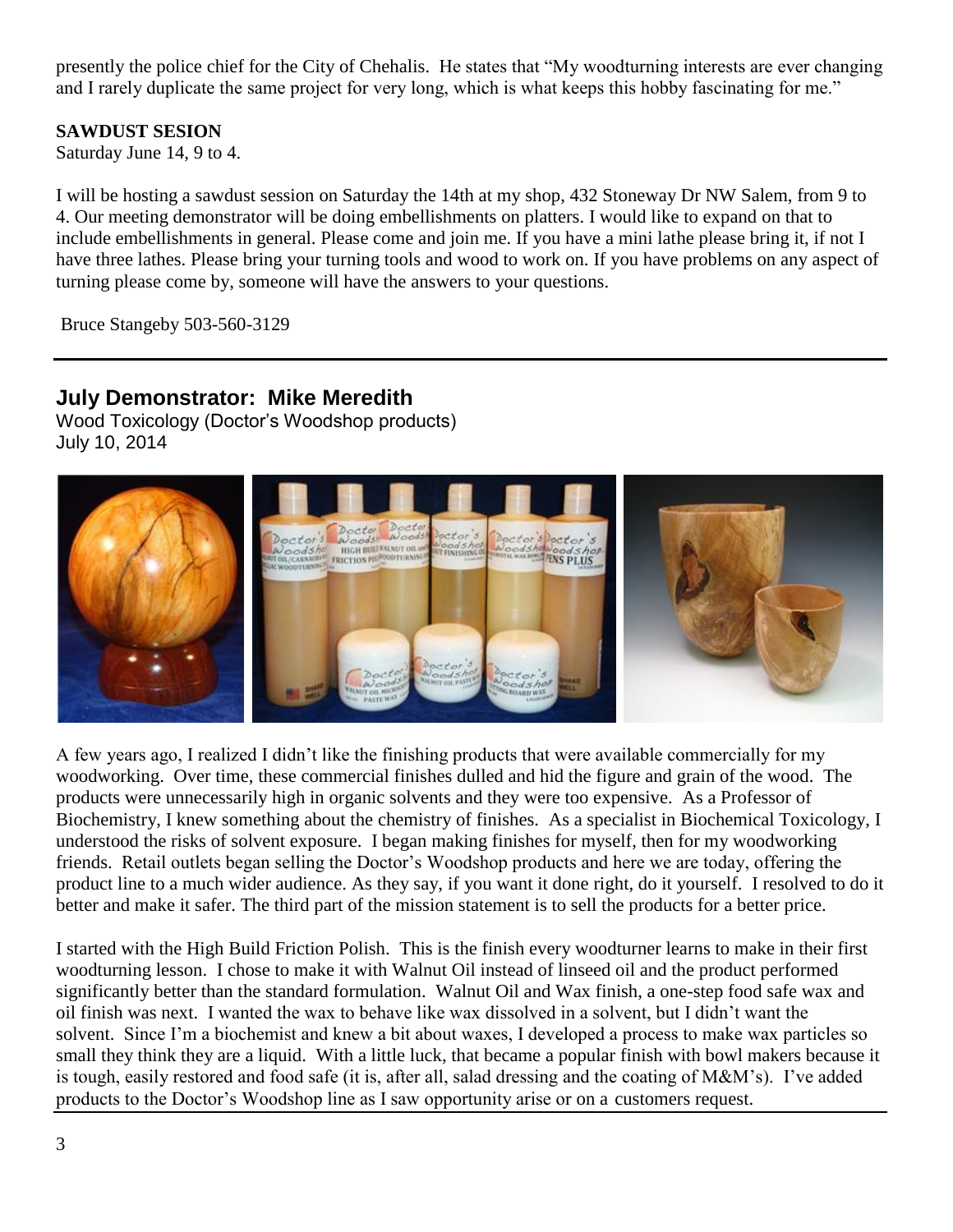presently the police chief for the City of Chehalis. He states that "My woodturning interests are ever changing and I rarely duplicate the same project for very long, which is what keeps this hobby fascinating for me."

**SAWDUST SESION**

Saturday June 14, 9 to 4.

I will be hosting a sawdust session on Saturday the 14th at my shop, 432 Stoneway Dr NW Salem, from 9 to 4. Our meeting demonstrator will be doing embellishments on platters. I would like to expand on that to include embellishments in general. Please come and join me. If you have a mini lathe please bring it, if not I have three lathes. Please bring your turning tools and wood to work on. If you have problems on any aspect of turning please come by, someone will have the answers to your questions.

Bruce Stangeby 503-560-3129

---

## July Demonstrator: Mike Meredith

Wood Toxicology (Doctor's Woodshop products)
July 10, 2014

A few years ago, I realized I didn't like the finishing products that were available commercially for my woodworking. Over time, these commercial finishes dulled and hid the figure and grain of the wood. The products were unnecessarily high in organic solvents and they were too expensive. As a Professor of Biochemistry, I knew something about the chemistry of finishes. As a specialist in Biochemical Toxicology, I understood the risks of solvent exposure. I began making finishes for myself, then for my woodworking friends. Retail outlets began selling the Doctor's Woodshop products and here we are today, offering the product line to a much wider audience. As they say, if you want it done right, do it yourself. I resolved to do it better and make it safer. The third part of the mission statement is to sell the products for a better price.

I started with the High Build Friction Polish. This is the finish every woodturner learns to make in their first woodturning lesson. I chose to make it with Walnut Oil instead of linseed oil and the product performed significantly better than the standard formulation. Walnut Oil and Wax finish, a one-step food safe wax and oil finish was next. I wanted the wax to behave like wax dissolved in a solvent, but I didn't want the solvent. Since I'm a biochemist and knew a bit about waxes, I developed a process to make wax particles so small they think they are a liquid. With a little luck, that became a popular finish with bowl makers because it is tough, easily restored and food safe (it is, after all, salad dressing and the coating of M&M's). I've added products to the Doctor's Woodshop line as I saw opportunity arise or on a customers request.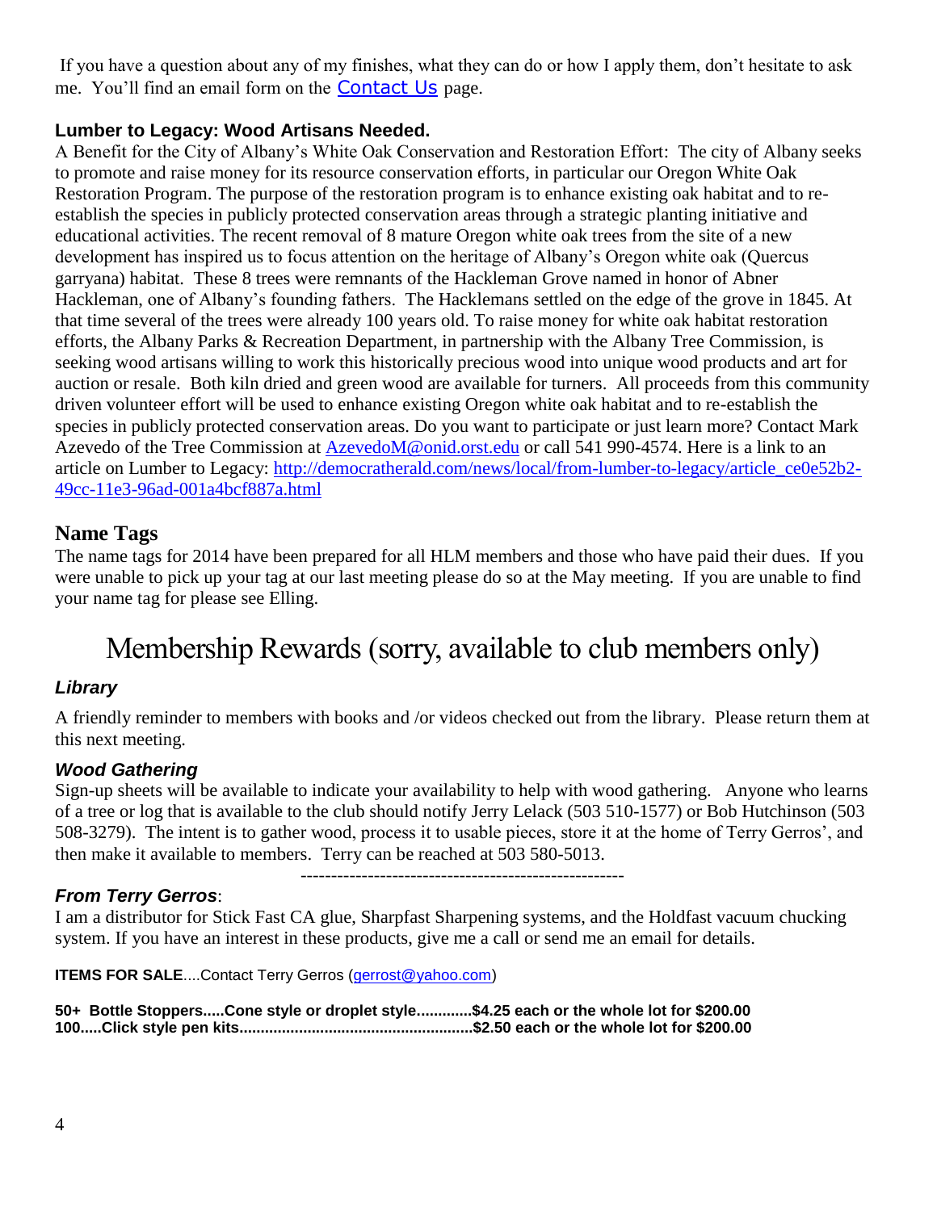If you have a question about any of my finishes, what they can do or how I apply them, don't hesitate to ask me. You'll find an email form on the Contact Us page.

### Lumber to Legacy: Wood Artisans Needed.

A Benefit for the City of Albany's White Oak Conservation and Restoration Effort: The city of Albany seeks to promote and raise money for its resource conservation efforts, in particular our Oregon White Oak Restoration Program. The purpose of the restoration program is to enhance existing oak habitat and to re-establish the species in publicly protected conservation areas through a strategic planting initiative and educational activities. The recent removal of 8 mature Oregon white oak trees from the site of a new development has inspired us to focus attention on the heritage of Albany's Oregon white oak (Quercus garryana) habitat. These 8 trees were remnants of the Hackleman Grove named in honor of Abner Hackleman, one of Albany's founding fathers. The Hacklemans settled on the edge of the grove in 1845. At that time several of the trees were already 100 years old. To raise money for white oak habitat restoration efforts, the Albany Parks & Recreation Department, in partnership with the Albany Tree Commission, is seeking wood artisans willing to work this historically precious wood into unique wood products and art for auction or resale. Both kiln dried and green wood are available for turners. All proceeds from this community driven volunteer effort will be used to enhance existing Oregon white oak habitat and to re-establish the species in publicly protected conservation areas. Do you want to participate or just learn more? Contact Mark Azevedo of the Tree Commission at AzevedoM@onid.orst.edu or call 541 990-4574. Here is a link to an article on Lumber to Legacy: http://democratherald.com/news/local/from-lumber-to-legacy/article_ce0e52b2-49cc-11e3-96ad-001a4bcf887a.html

## Name Tags

The name tags for 2014 have been prepared for all HLM members and those who have paid their dues. If you were unable to pick up your tag at our last meeting please do so at the May meeting. If you are unable to find your name tag for please see Elling.

# Membership Rewards (sorry, available to club members only)

### *Library*

A friendly reminder to members with books and /or videos checked out from the library. Please return them at this next meeting.

### *Wood Gathering*

Sign-up sheets will be available to indicate your availability to help with wood gathering. Anyone who learns of a tree or log that is available to the club should notify Jerry Lelack (503 510-1577) or Bob Hutchinson (503 508-3279). The intent is to gather wood, process it to usable pieces, store it at the home of Terry Gerros', and then make it available to members. Terry can be reached at 503 580-5013.

----------------------------------------------------

### *From Terry Gerros*:

I am a distributor for Stick Fast CA glue, Sharpfast Sharpening systems, and the Holdfast vacuum chucking system. If you have an interest in these products, give me a call or send me an email for details.

**ITEMS FOR SALE**....Contact Terry Gerros (gerrost@yahoo.com)

**50+ Bottle Stoppers.....Cone style or droplet style.............$4.25 each or the whole lot for $200.00**
**100.....Click style pen kits......................................................$2.50 each or the whole lot for $200.00**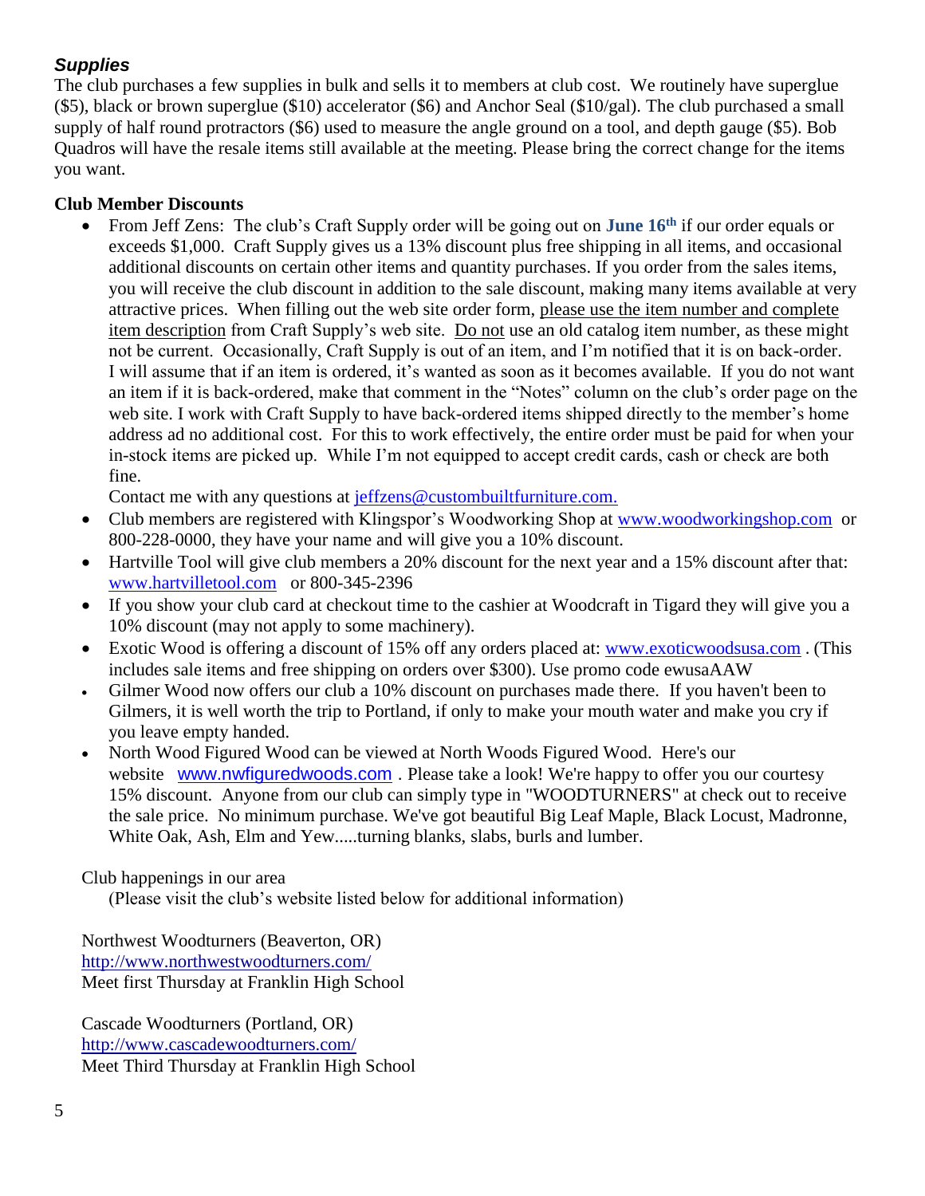### *Supplies*

The club purchases a few supplies in bulk and sells it to members at club cost. We routinely have superglue ($5), black or brown superglue ($10) accelerator ($6) and Anchor Seal ($10/gal). The club purchased a small supply of half round protractors ($6) used to measure the angle ground on a tool, and depth gauge ($5). Bob Quadros will have the resale items still available at the meeting. Please bring the correct change for the items you want.

**Club Member Discounts**

- From Jeff Zens: The club's Craft Supply order will be going out on **June 16th** if our order equals or exceeds $1,000. Craft Supply gives us a 13% discount plus free shipping in all items, and occasional additional discounts on certain other items and quantity purchases. If you order from the sales items, you will receive the club discount in addition to the sale discount, making many items available at very attractive prices. When filling out the web site order form, please use the item number and complete item description from Craft Supply's web site. Do not use an old catalog item number, as these might not be current. Occasionally, Craft Supply is out of an item, and I'm notified that it is on back-order. I will assume that if an item is ordered, it's wanted as soon as it becomes available. If you do not want an item if it is back-ordered, make that comment in the "Notes" column on the club's order page on the web site. I work with Craft Supply to have back-ordered items shipped directly to the member's home address ad no additional cost. For this to work effectively, the entire order must be paid for when your in-stock items are picked up. While I'm not equipped to accept credit cards, cash or check are both fine.

  Contact me with any questions at jeffzens@custombuiltfurniture.com.
- Club members are registered with Klingspor's Woodworking Shop at www.woodworkingshop.com or 800-228-0000, they have your name and will give you a 10% discount.
- Hartville Tool will give club members a 20% discount for the next year and a 15% discount after that: www.hartvilletool.com or 800-345-2396
- If you show your club card at checkout time to the cashier at Woodcraft in Tigard they will give you a 10% discount (may not apply to some machinery).
- Exotic Wood is offering a discount of 15% off any orders placed at: www.exoticwoodsusa.com . (This includes sale items and free shipping on orders over $300). Use promo code ewusaAAW
- Gilmer Wood now offers our club a 10% discount on purchases made there. If you haven't been to Gilmers, it is well worth the trip to Portland, if only to make your mouth water and make you cry if you leave empty handed.
- North Wood Figured Wood can be viewed at North Woods Figured Wood. Here's our website www.nwfiguredwoods.com . Please take a look! We're happy to offer you our courtesy 15% discount. Anyone from our club can simply type in "WOODTURNERS" at check out to receive the sale price. No minimum purchase. We've got beautiful Big Leaf Maple, Black Locust, Madronne, White Oak, Ash, Elm and Yew.....turning blanks, slabs, burls and lumber.

Club happenings in our area

(Please visit the club's website listed below for additional information)

Northwest Woodturners (Beaverton, OR)
http://www.northwestwoodturners.com/
Meet first Thursday at Franklin High School

Cascade Woodturners (Portland, OR)
http://www.cascadewoodturners.com/
Meet Third Thursday at Franklin High School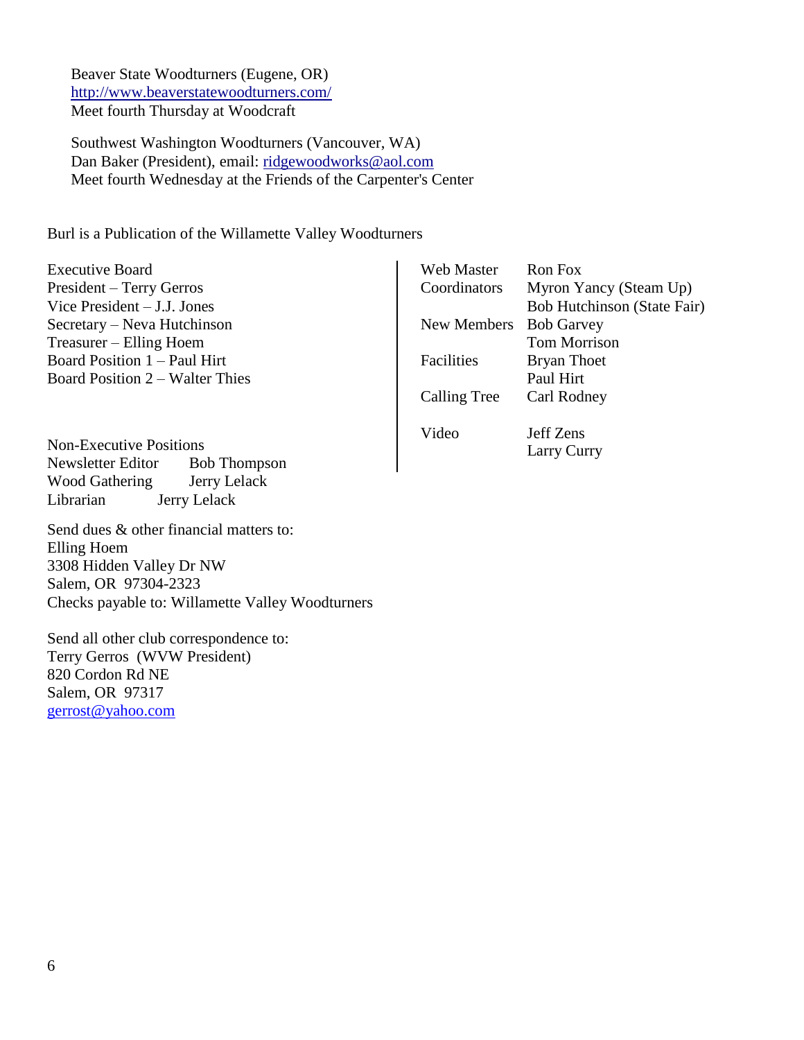Beaver State Woodturners (Eugene, OR)
http://www.beaverstatewoodturners.com/
Meet fourth Thursday at Woodcraft

Southwest Washington Woodturners (Vancouver, WA)
Dan Baker (President), email: ridgewoodworks@aol.com
Meet fourth Wednesday at the Friends of the Carpenter's Center

Burl is a Publication of the Willamette Valley Woodturners

Executive Board
President – Terry Gerros
Vice President – J.J. Jones
Secretary – Neva Hutchinson
Treasurer – Elling Hoem
Board Position 1 – Paul Hirt
Board Position 2 – Walter Thies

Non-Executive Positions

| | |
|---|---|
| Newsletter Editor | Bob Thompson |
| Wood Gathering | Jerry Lelack |
| Librarian | Jerry Lelack |

| | |
|---|---|
| Web Master | Ron Fox |
| Coordinators | Myron Yancy (Steam Up) |
| | Bob Hutchinson (State Fair) |
| New Members | Bob Garvey |
| | Tom Morrison |
| Facilities | Bryan Thoet |
| | Paul Hirt |
| Calling Tree | Carl Rodney |
| Video | Jeff Zens |
| | Larry Curry |

Send dues & other financial matters to:
Elling Hoem
3308 Hidden Valley Dr NW
Salem, OR 97304-2323
Checks payable to: Willamette Valley Woodturners

Send all other club correspondence to:
Terry Gerros (WVW President)
820 Cordon Rd NE
Salem, OR 97317
gerrost@yahoo.com